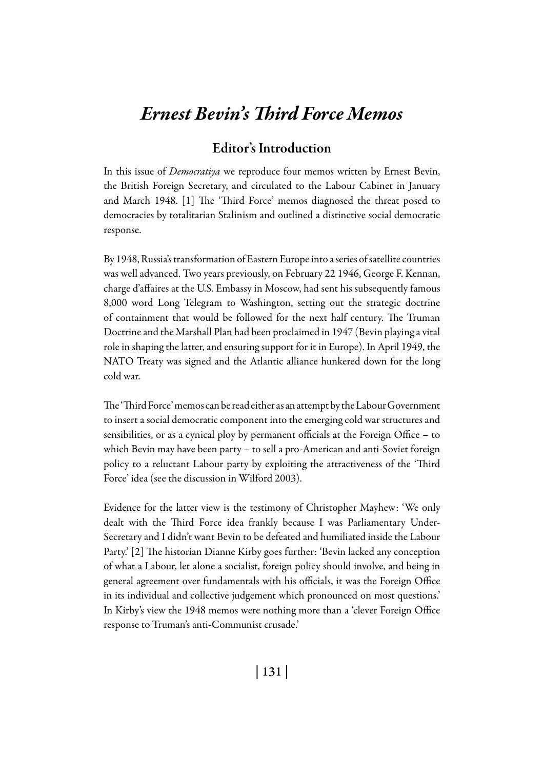# *Ernest Bevin's Third Force Memos*

## Editor's Introduction

In this issue of *Democratiya* we reproduce four memos written by Ernest Bevin, the British Foreign Secretary, and circulated to the Labour Cabinet in January and March 1948. [1] The 'Third Force' memos diagnosed the threat posed to democracies by totalitarian Stalinism and outlined a distinctive social democratic response.

By 1948, Russia's transformation of Eastern Europe into a series of satellite countries was well advanced. Two years previously, on February 22 1946, George F. Kennan, charge d'affaires at the U.S. Embassy in Moscow, had sent his subsequently famous 8,000 word Long Telegram to Washington, setting out the strategic doctrine of containment that would be followed for the next half century. The Truman Doctrine and the Marshall Plan had been proclaimed in 1947 (Bevin playing a vital role in shaping the latter, and ensuring support for it in Europe). In April 1949, the NATO Treaty was signed and the Atlantic alliance hunkered down for the long cold war.

The 'Third Force' memos can be read either as an attempt by the Labour Government to insert a social democratic component into the emerging cold war structures and sensibilities, or as a cynical ploy by permanent officials at the Foreign Office – to which Bevin may have been party – to sell a pro-American and anti-Soviet foreign policy to a reluctant Labour party by exploiting the attractiveness of the 'Third Force' idea (see the discussion in Wilford 2003).

Evidence for the latter view is the testimony of Christopher Mayhew: 'We only dealt with the Third Force idea frankly because I was Parliamentary Under-Secretary and I didn't want Bevin to be defeated and humiliated inside the Labour Party.' [2] The historian Dianne Kirby goes further: 'Bevin lacked any conception of what a Labour, let alone a socialist, foreign policy should involve, and being in general agreement over fundamentals with his officials, it was the Foreign Office in its individual and collective judgement which pronounced on most questions.' In Kirby's view the 1948 memos were nothing more than a 'clever Foreign Office response to Truman's anti-Communist crusade.'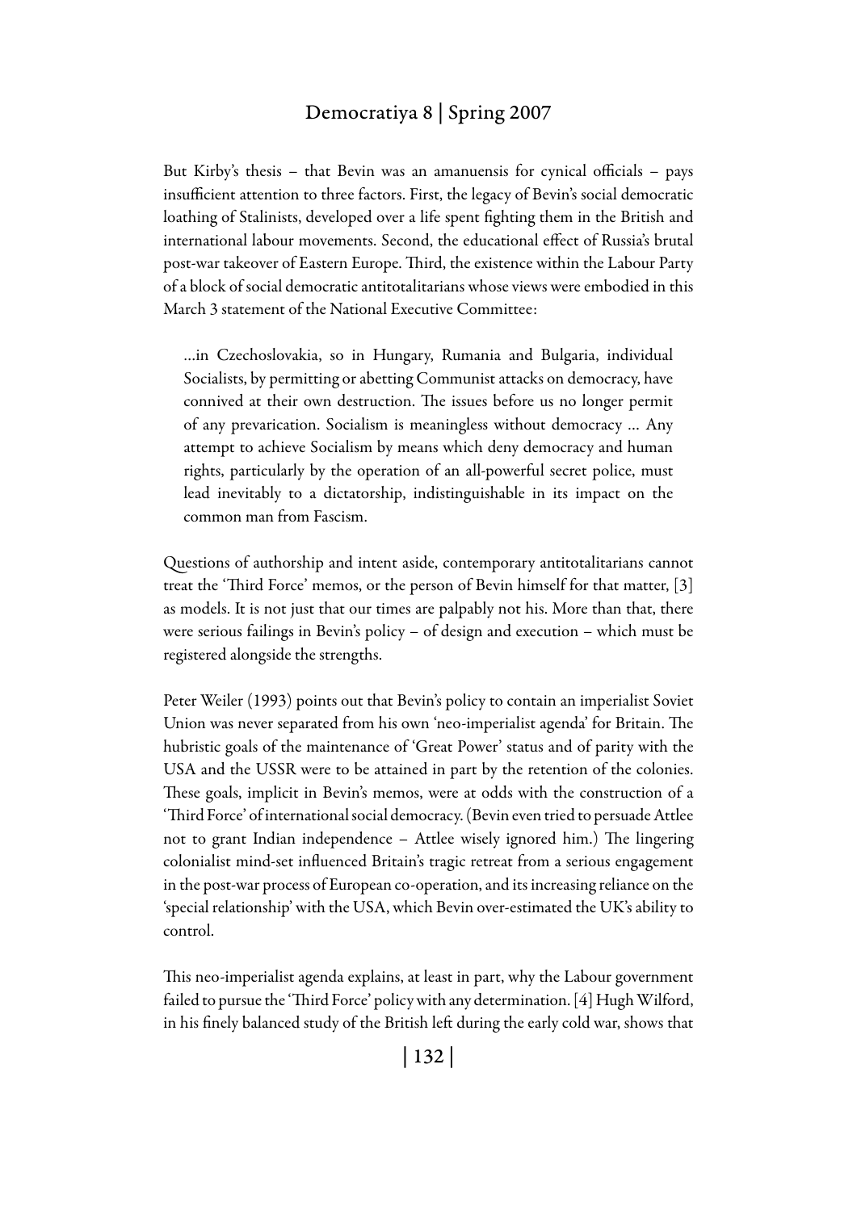But Kirby's thesis – that Bevin was an amanuensis for cynical officials – pays insufficient attention to three factors. First, the legacy of Bevin's social democratic loathing of Stalinists, developed over a life spent fighting them in the British and international labour movements. Second, the educational effect of Russia's brutal post-war takeover of Eastern Europe. Third, the existence within the Labour Party of a block of social democratic antitotalitarians whose views were embodied in this March 3 statement of the National Executive Committee:

> ...in Czechoslovakia, so in Hungary, Rumania and Bulgaria, individual Socialists, by permitting or abetting Communist attacks on democracy, have connived at their own destruction. The issues before us no longer permit of any prevarication. Socialism is meaningless without democracy ... Any attempt to achieve Socialism by means which deny democracy and human rights, particularly by the operation of an all-powerful secret police, must lead inevitably to a dictatorship, indistinguishable in its impact on the common man from Fascism.

Questions of authorship and intent aside, contemporary antitotalitarians cannot treat the 'Third Force' memos, or the person of Bevin himself for that matter, [3] as models. It is not just that our times are palpably not his. More than that, there were serious failings in Bevin's policy – of design and execution – which must be registered alongside the strengths.

Peter Weiler (1993) points out that Bevin's policy to contain an imperialist Soviet Union was never separated from his own 'neo-imperialist agenda' for Britain. The hubristic goals of the maintenance of 'Great Power' status and of parity with the USA and the USSR were to be attained in part by the retention of the colonies. These goals, implicit in Bevin's memos, were at odds with the construction of a 'Third Force' of international social democracy. (Bevin even tried to persuade Attlee not to grant Indian independence – Attlee wisely ignored him.) The lingering colonialist mind-set influenced Britain's tragic retreat from a serious engagement in the post-war process of European co-operation, and its increasing reliance on the 'special relationship' with the USA, which Bevin over-estimated the UK's ability to control.

This neo-imperialist agenda explains, at least in part, why the Labour government failed to pursue the 'Third Force' policy with any determination. [4] Hugh Wilford, in his finely balanced study of the British left during the early cold war, shows that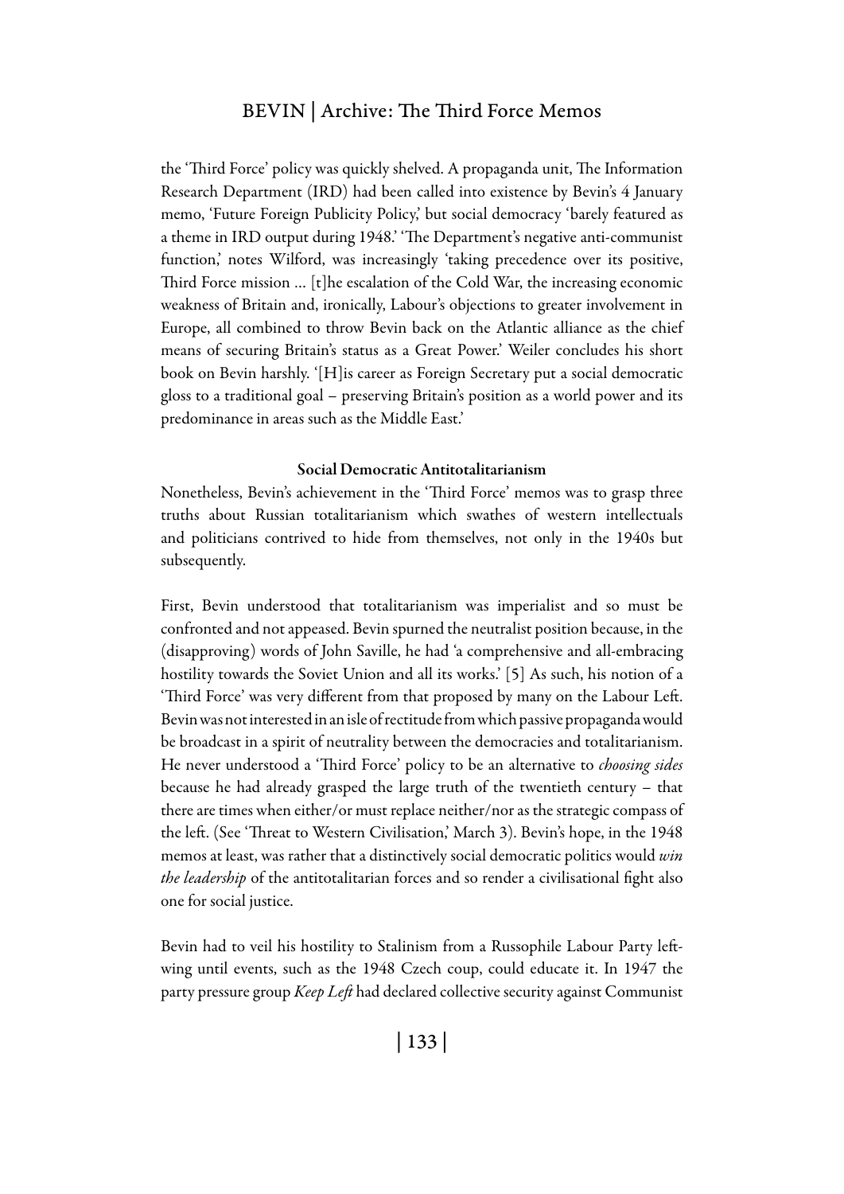the 'Third Force' policy was quickly shelved. A propaganda unit, The Information Research Department (IRD) had been called into existence by Bevin's 4 January memo, 'Future Foreign Publicity Policy,' but social democracy 'barely featured as a theme in IRD output during 1948.' 'The Department's negative anti-communist function,' notes Wilford, was increasingly 'taking precedence over its positive, Third Force mission … [t]he escalation of the Cold War, the increasing economic weakness of Britain and, ironically, Labour's objections to greater involvement in Europe, all combined to throw Bevin back on the Atlantic alliance as the chief means of securing Britain's status as a Great Power.' Weiler concludes his short book on Bevin harshly. '[H]is career as Foreign Secretary put a social democratic gloss to a traditional goal – preserving Britain's position as a world power and its predominance in areas such as the Middle East.'

### Social Democratic Antitotalitarianism

Nonetheless, Bevin's achievement in the 'Third Force' memos was to grasp three truths about Russian totalitarianism which swathes of western intellectuals and politicians contrived to hide from themselves, not only in the 1940s but subsequently.

First, Bevin understood that totalitarianism was imperialist and so must be confronted and not appeased. Bevin spurned the neutralist position because, in the (disapproving) words of John Saville, he had 'a comprehensive and all-embracing hostility towards the Soviet Union and all its works.' [5] As such, his notion of a 'Third Force' was very different from that proposed by many on the Labour Left. Bevin was not interested in an isle of rectitude from which passive propaganda would be broadcast in a spirit of neutrality between the democracies and totalitarianism. He never understood a 'Third Force' policy to be an alternative to *choosing sides* because he had already grasped the large truth of the twentieth century – that there are times when either/or must replace neither/nor as the strategic compass of the left. (See 'Threat to Western Civilisation,' March 3). Bevin's hope, in the 1948 memos at least, was rather that a distinctively social democratic politics would *win the leadership* of the antitotalitarian forces and so render a civilisational fight also one for social justice.

Bevin had to veil his hostility to Stalinism from a Russophile Labour Party left-wing until events, such as the 1948 Czech coup, could educate it. In 1947 the party pressure group *Keep Left* had declared collective security against Communist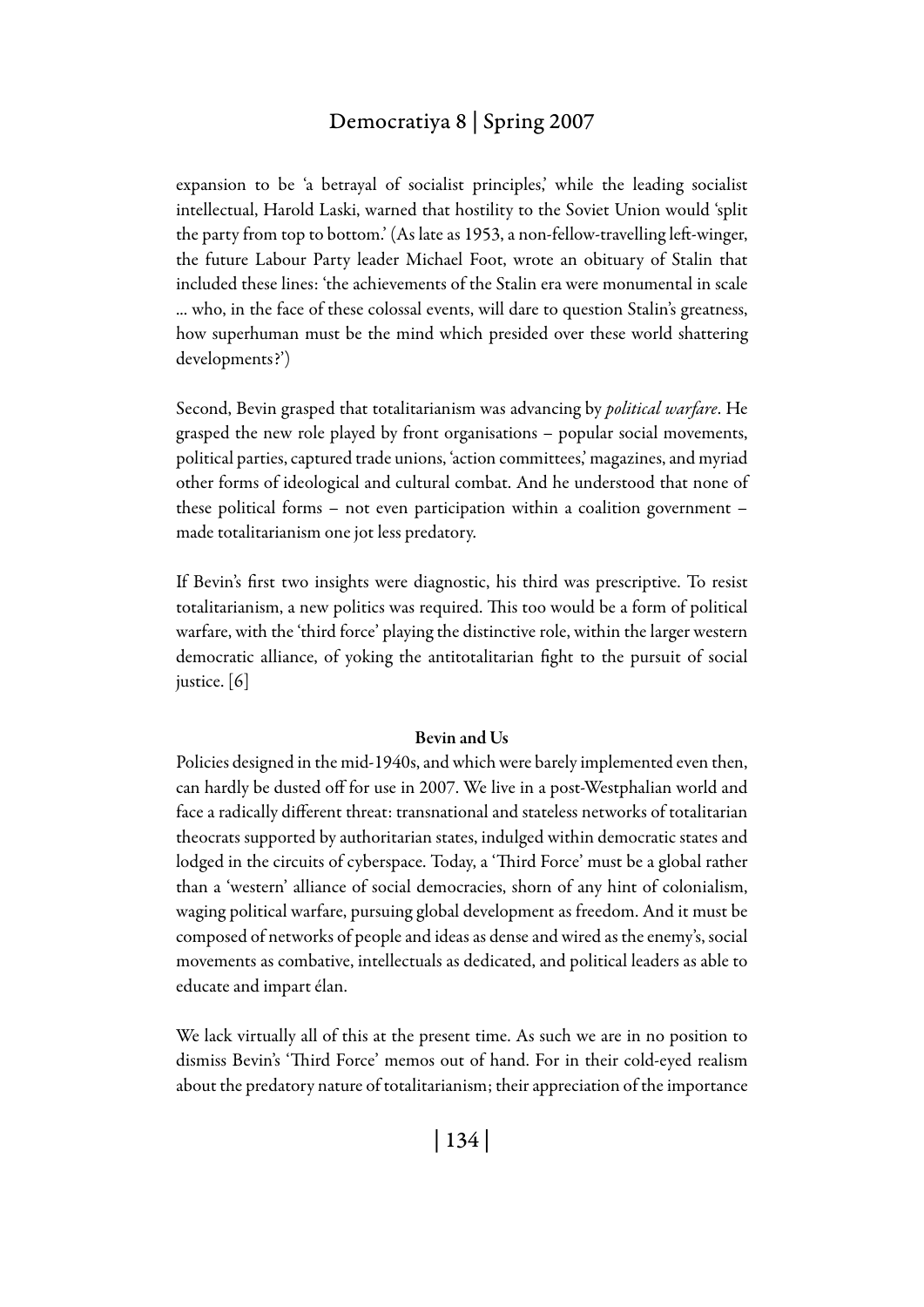expansion to be 'a betrayal of socialist principles,' while the leading socialist intellectual, Harold Laski, warned that hostility to the Soviet Union would 'split the party from top to bottom.' (As late as 1953, a non-fellow-travelling left-winger, the future Labour Party leader Michael Foot, wrote an obituary of Stalin that included these lines: 'the achievements of the Stalin era were monumental in scale … who, in the face of these colossal events, will dare to question Stalin's greatness, how superhuman must be the mind which presided over these world shattering developments?')

Second, Bevin grasped that totalitarianism was advancing by *political warfare*. He grasped the new role played by front organisations – popular social movements, political parties, captured trade unions, 'action committees,' magazines, and myriad other forms of ideological and cultural combat. And he understood that none of these political forms – not even participation within a coalition government – made totalitarianism one jot less predatory.

If Bevin's first two insights were diagnostic, his third was prescriptive. To resist totalitarianism, a new politics was required. This too would be a form of political warfare, with the 'third force' playing the distinctive role, within the larger western democratic alliance, of yoking the antitotalitarian fight to the pursuit of social justice. [6]

**Bevin and Us**

Policies designed in the mid-1940s, and which were barely implemented even then, can hardly be dusted off for use in 2007. We live in a post-Westphalian world and face a radically different threat: transnational and stateless networks of totalitarian theocrats supported by authoritarian states, indulged within democratic states and lodged in the circuits of cyberspace. Today, a 'Third Force' must be a global rather than a 'western' alliance of social democracies, shorn of any hint of colonialism, waging political warfare, pursuing global development as freedom. And it must be composed of networks of people and ideas as dense and wired as the enemy's, social movements as combative, intellectuals as dedicated, and political leaders as able to educate and impart élan.

We lack virtually all of this at the present time. As such we are in no position to dismiss Bevin's 'Third Force' memos out of hand. For in their cold-eyed realism about the predatory nature of totalitarianism; their appreciation of the importance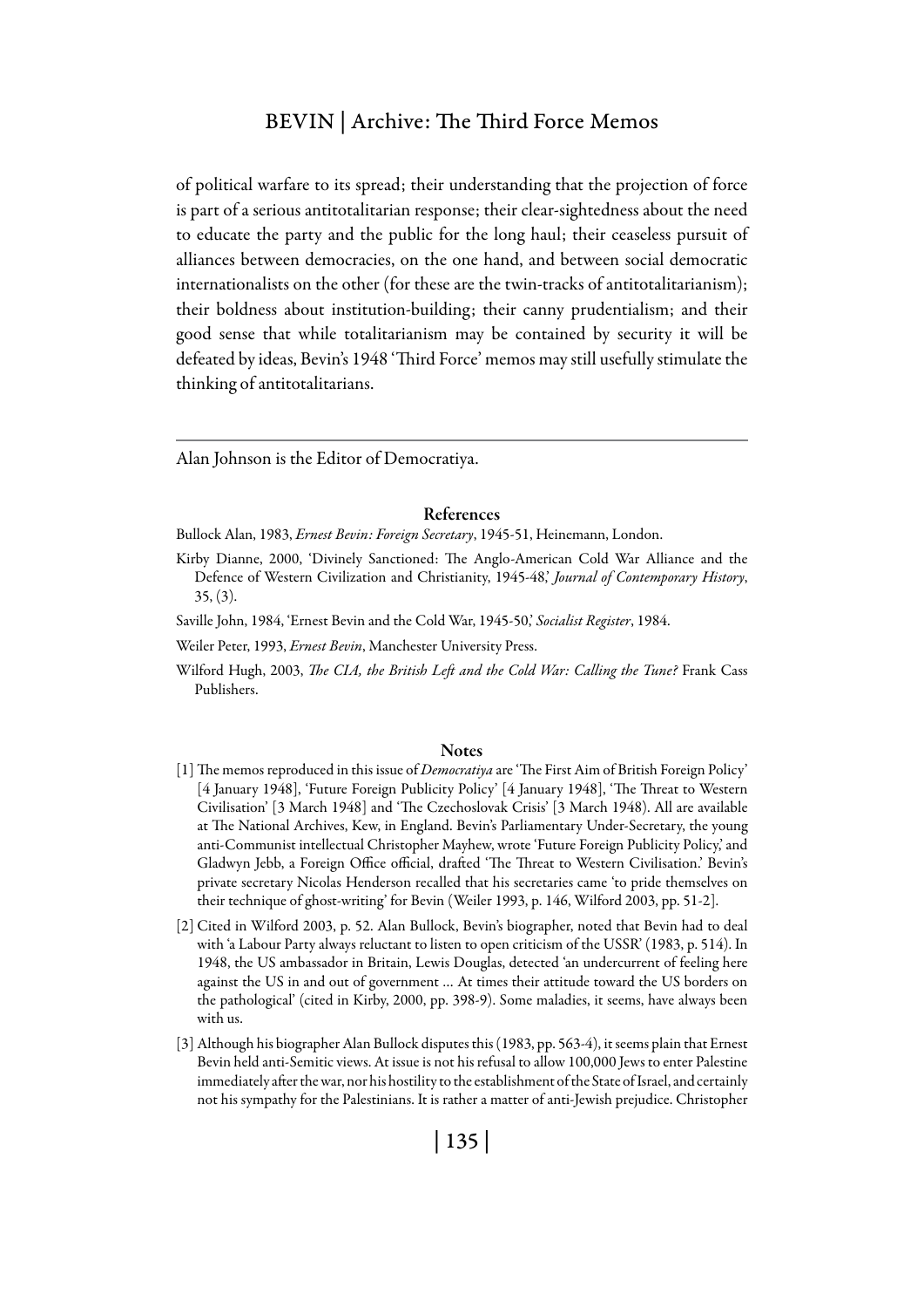of political warfare to its spread; their understanding that the projection of force is part of a serious antitotalitarian response; their clear-sightedness about the need to educate the party and the public for the long haul; their ceaseless pursuit of alliances between democracies, on the one hand, and between social democratic internationalists on the other (for these are the twin-tracks of antitotalitarianism); their boldness about institution-building; their canny prudentialism; and their good sense that while totalitarianism may be contained by security it will be defeated by ideas, Bevin's 1948 'Third Force' memos may still usefully stimulate the thinking of antitotalitarians.

---

Alan Johnson is the Editor of Democratiya.

## References

Bullock Alan, 1983, *Ernest Bevin: Foreign Secretary*, 1945-51, Heinemann, London.

Kirby Dianne, 2000, 'Divinely Sanctioned: The Anglo-American Cold War Alliance and the Defence of Western Civilization and Christianity, 1945-48,' *Journal of Contemporary History*, 35, (3).

Saville John, 1984, 'Ernest Bevin and the Cold War, 1945-50,' *Socialist Register*, 1984.

Weiler Peter, 1993, *Ernest Bevin*, Manchester University Press.

Wilford Hugh, 2003, *The CIA, the British Left and the Cold War: Calling the Tune?* Frank Cass Publishers.

## Notes

[1] The memos reproduced in this issue of *Democratiya* are 'The First Aim of British Foreign Policy' [4 January 1948], 'Future Foreign Publicity Policy' [4 January 1948], 'The Threat to Western Civilisation' [3 March 1948] and 'The Czechoslovak Crisis' [3 March 1948). All are available at The National Archives, Kew, in England. Bevin's Parliamentary Under-Secretary, the young anti-Communist intellectual Christopher Mayhew, wrote 'Future Foreign Publicity Policy,' and Gladwyn Jebb, a Foreign Office official, drafted 'The Threat to Western Civilisation.' Bevin's private secretary Nicolas Henderson recalled that his secretaries came 'to pride themselves on their technique of ghost-writing' for Bevin (Weiler 1993, p. 146, Wilford 2003, pp. 51-2].

[2] Cited in Wilford 2003, p. 52. Alan Bullock, Bevin's biographer, noted that Bevin had to deal with 'a Labour Party always reluctant to listen to open criticism of the USSR' (1983, p. 514). In 1948, the US ambassador in Britain, Lewis Douglas, detected 'an undercurrent of feeling here against the US in and out of government ... At times their attitude toward the US borders on the pathological' (cited in Kirby, 2000, pp. 398-9). Some maladies, it seems, have always been with us.

[3] Although his biographer Alan Bullock disputes this (1983, pp. 563-4), it seems plain that Ernest Bevin held anti-Semitic views. At issue is not his refusal to allow 100,000 Jews to enter Palestine immediately after the war, nor his hostility to the establishment of the State of Israel, and certainly not his sympathy for the Palestinians. It is rather a matter of anti-Jewish prejudice. Christopher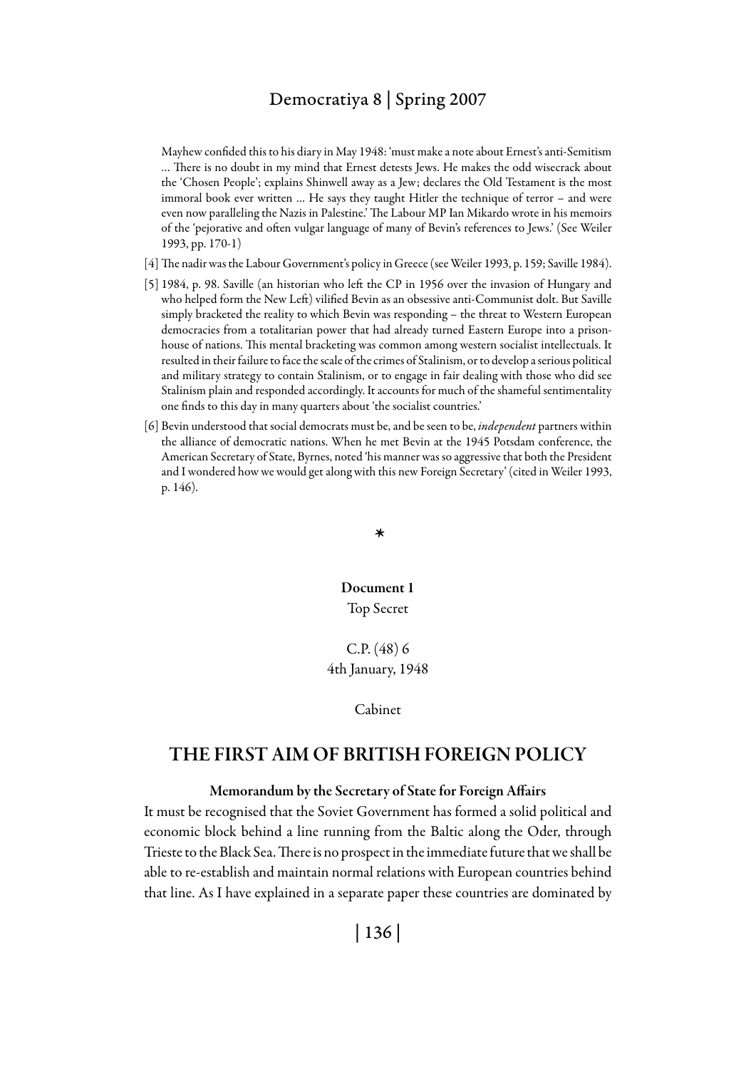Mayhew confided this to his diary in May 1948: 'must make a note about Ernest's anti-Semitism … There is no doubt in my mind that Ernest detests Jews. He makes the odd wisecrack about the 'Chosen People'; explains Shinwell away as a Jew; declares the Old Testament is the most immoral book ever written … He says they taught Hitler the technique of terror – and were even now paralleling the Nazis in Palestine.' The Labour MP Ian Mikardo wrote in his memoirs of the 'pejorative and often vulgar language of many of Bevin's references to Jews.' (See Weiler 1993, pp. 170-1)

[4] The nadir was the Labour Government's policy in Greece (see Weiler 1993, p. 159; Saville 1984).

[5] 1984, p. 98. Saville (an historian who left the CP in 1956 over the invasion of Hungary and who helped form the New Left) vilified Bevin as an obsessive anti-Communist dolt. But Saville simply bracketed the reality to which Bevin was responding – the threat to Western European democracies from a totalitarian power that had already turned Eastern Europe into a prison-house of nations. This mental bracketing was common among western socialist intellectuals. It resulted in their failure to face the scale of the crimes of Stalinism, or to develop a serious political and military strategy to contain Stalinism, or to engage in fair dealing with those who did see Stalinism plain and responded accordingly. It accounts for much of the shameful sentimentality one finds to this day in many quarters about 'the socialist countries.'

[6] Bevin understood that social democrats must be, and be seen to be, *independent* partners within the alliance of democratic nations. When he met Bevin at the 1945 Potsdam conference, the American Secretary of State, Byrnes, noted 'his manner was so aggressive that both the President and I wondered how we would get along with this new Foreign Secretary' (cited in Weiler 1993, p. 146).

*

**Document 1**

Top Secret

C.P. (48) 6
4th January, 1948

Cabinet

## THE FIRST AIM OF BRITISH FOREIGN POLICY

### Memorandum by the Secretary of State for Foreign Affairs

It must be recognised that the Soviet Government has formed a solid political and economic block behind a line running from the Baltic along the Oder, through Trieste to the Black Sea. There is no prospect in the immediate future that we shall be able to re-establish and maintain normal relations with European countries behind that line. As I have explained in a separate paper these countries are dominated by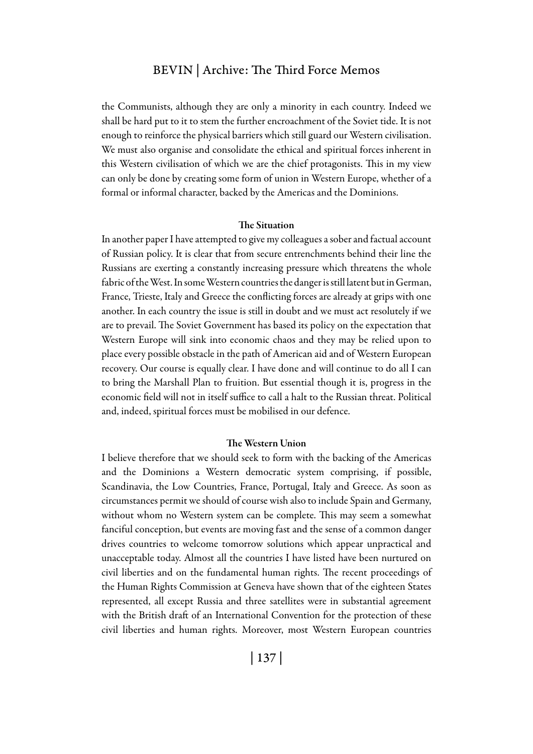the Communists, although they are only a minority in each country. Indeed we shall be hard put to it to stem the further encroachment of the Soviet tide. It is not enough to reinforce the physical barriers which still guard our Western civilisation. We must also organise and consolidate the ethical and spiritual forces inherent in this Western civilisation of which we are the chief protagonists. This in my view can only be done by creating some form of union in Western Europe, whether of a formal or informal character, backed by the Americas and the Dominions.

### The Situation

In another paper I have attempted to give my colleagues a sober and factual account of Russian policy. It is clear that from secure entrenchments behind their line the Russians are exerting a constantly increasing pressure which threatens the whole fabric of the West. In some Western countries the danger is still latent but in German, France, Trieste, Italy and Greece the conflicting forces are already at grips with one another. In each country the issue is still in doubt and we must act resolutely if we are to prevail. The Soviet Government has based its policy on the expectation that Western Europe will sink into economic chaos and they may be relied upon to place every possible obstacle in the path of American aid and of Western European recovery. Our course is equally clear. I have done and will continue to do all I can to bring the Marshall Plan to fruition. But essential though it is, progress in the economic field will not in itself suffice to call a halt to the Russian threat. Political and, indeed, spiritual forces must be mobilised in our defence.

### The Western Union

I believe therefore that we should seek to form with the backing of the Americas and the Dominions a Western democratic system comprising, if possible, Scandinavia, the Low Countries, France, Portugal, Italy and Greece. As soon as circumstances permit we should of course wish also to include Spain and Germany, without whom no Western system can be complete. This may seem a somewhat fanciful conception, but events are moving fast and the sense of a common danger drives countries to welcome tomorrow solutions which appear unpractical and unacceptable today. Almost all the countries I have listed have been nurtured on civil liberties and on the fundamental human rights. The recent proceedings of the Human Rights Commission at Geneva have shown that of the eighteen States represented, all except Russia and three satellites were in substantial agreement with the British draft of an International Convention for the protection of these civil liberties and human rights. Moreover, most Western European countries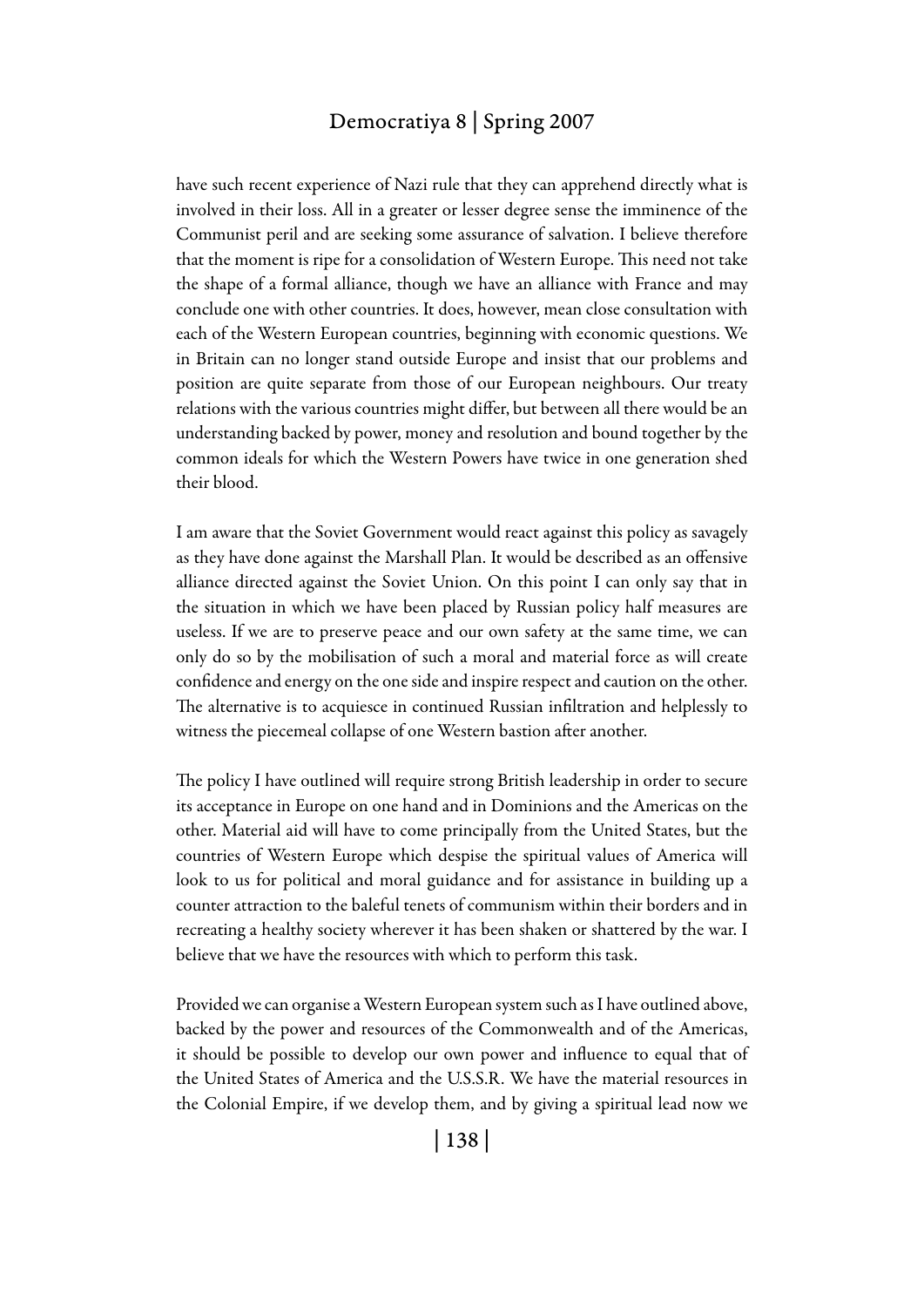have such recent experience of Nazi rule that they can apprehend directly what is involved in their loss. All in a greater or lesser degree sense the imminence of the Communist peril and are seeking some assurance of salvation. I believe therefore that the moment is ripe for a consolidation of Western Europe. This need not take the shape of a formal alliance, though we have an alliance with France and may conclude one with other countries. It does, however, mean close consultation with each of the Western European countries, beginning with economic questions. We in Britain can no longer stand outside Europe and insist that our problems and position are quite separate from those of our European neighbours. Our treaty relations with the various countries might differ, but between all there would be an understanding backed by power, money and resolution and bound together by the common ideals for which the Western Powers have twice in one generation shed their blood.

I am aware that the Soviet Government would react against this policy as savagely as they have done against the Marshall Plan. It would be described as an offensive alliance directed against the Soviet Union. On this point I can only say that in the situation in which we have been placed by Russian policy half measures are useless. If we are to preserve peace and our own safety at the same time, we can only do so by the mobilisation of such a moral and material force as will create confidence and energy on the one side and inspire respect and caution on the other. The alternative is to acquiesce in continued Russian infiltration and helplessly to witness the piecemeal collapse of one Western bastion after another.

The policy I have outlined will require strong British leadership in order to secure its acceptance in Europe on one hand and in Dominions and the Americas on the other. Material aid will have to come principally from the United States, but the countries of Western Europe which despise the spiritual values of America will look to us for political and moral guidance and for assistance in building up a counter attraction to the baleful tenets of communism within their borders and in recreating a healthy society wherever it has been shaken or shattered by the war. I believe that we have the resources with which to perform this task.

Provided we can organise a Western European system such as I have outlined above, backed by the power and resources of the Commonwealth and of the Americas, it should be possible to develop our own power and influence to equal that of the United States of America and the U.S.S.R. We have the material resources in the Colonial Empire, if we develop them, and by giving a spiritual lead now we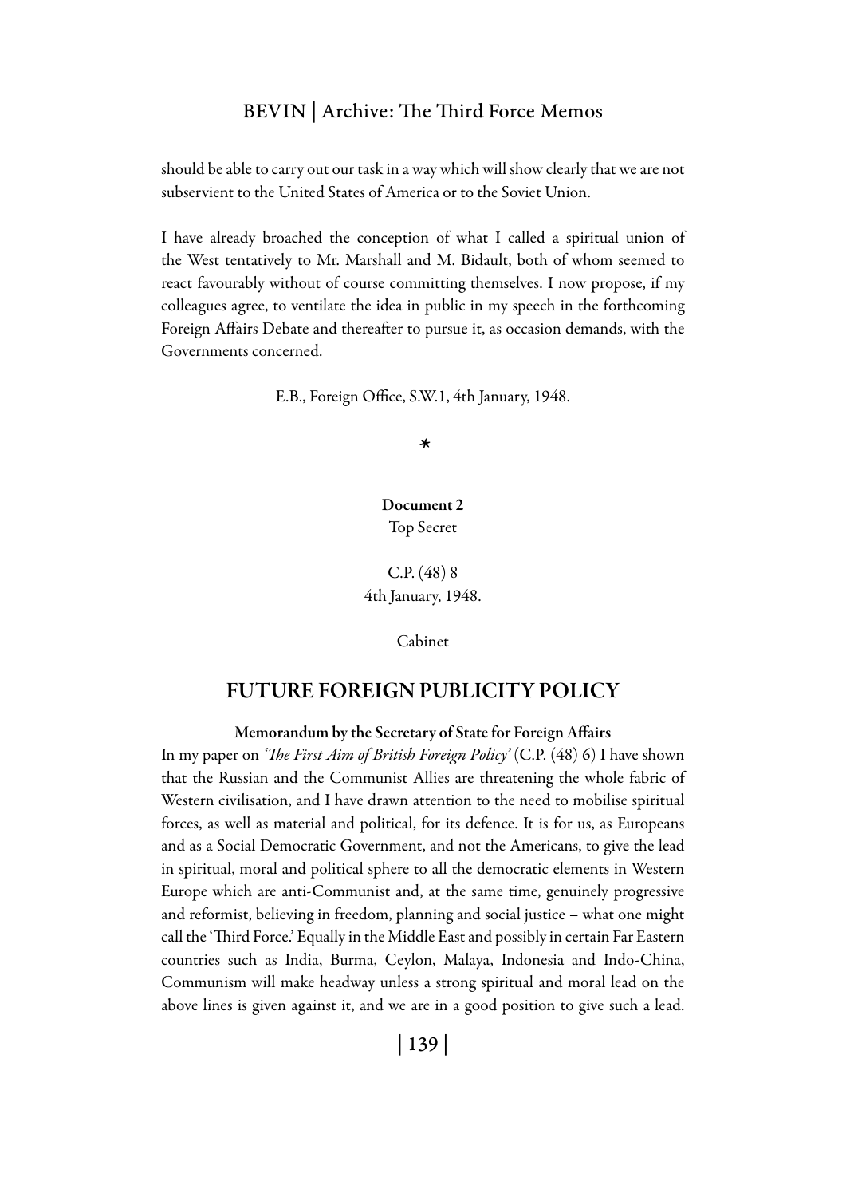should be able to carry out our task in a way which will show clearly that we are not subservient to the United States of America or to the Soviet Union.

I have already broached the conception of what I called a spiritual union of the West tentatively to Mr. Marshall and M. Bidault, both of whom seemed to react favourably without of course committing themselves. I now propose, if my colleagues agree, to ventilate the idea in public in my speech in the forthcoming Foreign Affairs Debate and thereafter to pursue it, as occasion demands, with the Governments concerned.

E.B., Foreign Office, S.W.1, 4th January, 1948.

*

**Document 2**
Top Secret

C.P. (48) 8
4th January, 1948.

Cabinet

## FUTURE FOREIGN PUBLICITY POLICY

**Memorandum by the Secretary of State for Foreign Affairs**

In my paper on *'The First Aim of British Foreign Policy'* (C.P. (48) 6) I have shown that the Russian and the Communist Allies are threatening the whole fabric of Western civilisation, and I have drawn attention to the need to mobilise spiritual forces, as well as material and political, for its defence. It is for us, as Europeans and as a Social Democratic Government, and not the Americans, to give the lead in spiritual, moral and political sphere to all the democratic elements in Western Europe which are anti-Communist and, at the same time, genuinely progressive and reformist, believing in freedom, planning and social justice – what one might call the 'Third Force.' Equally in the Middle East and possibly in certain Far Eastern countries such as India, Burma, Ceylon, Malaya, Indonesia and Indo-China, Communism will make headway unless a strong spiritual and moral lead on the above lines is given against it, and we are in a good position to give such a lead.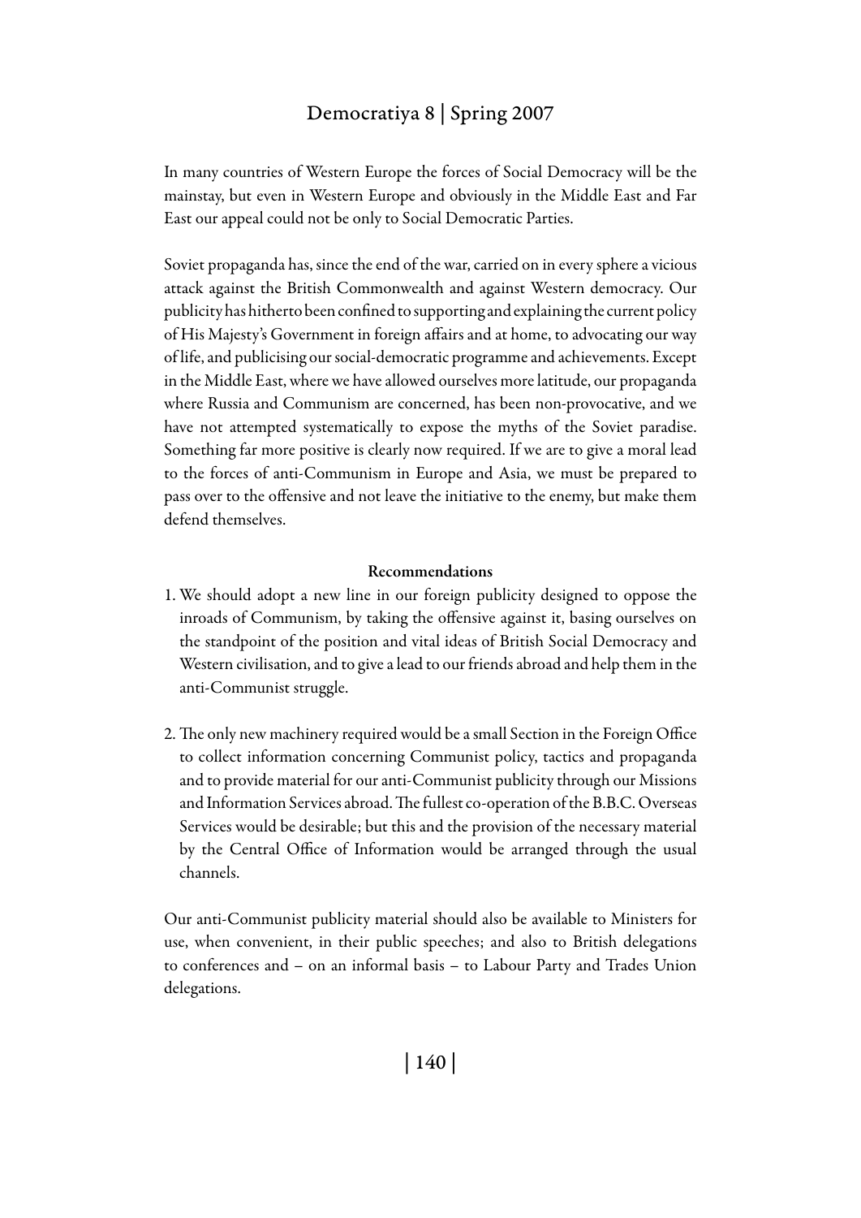In many countries of Western Europe the forces of Social Democracy will be the mainstay, but even in Western Europe and obviously in the Middle East and Far East our appeal could not be only to Social Democratic Parties.

Soviet propaganda has, since the end of the war, carried on in every sphere a vicious attack against the British Commonwealth and against Western democracy. Our publicity has hitherto been confined to supporting and explaining the current policy of His Majesty's Government in foreign affairs and at home, to advocating our way of life, and publicising our social-democratic programme and achievements. Except in the Middle East, where we have allowed ourselves more latitude, our propaganda where Russia and Communism are concerned, has been non-provocative, and we have not attempted systematically to expose the myths of the Soviet paradise. Something far more positive is clearly now required. If we are to give a moral lead to the forces of anti-Communism in Europe and Asia, we must be prepared to pass over to the offensive and not leave the initiative to the enemy, but make them defend themselves.

**Recommendations**

1. We should adopt a new line in our foreign publicity designed to oppose the inroads of Communism, by taking the offensive against it, basing ourselves on the standpoint of the position and vital ideas of British Social Democracy and Western civilisation, and to give a lead to our friends abroad and help them in the anti-Communist struggle.

2. The only new machinery required would be a small Section in the Foreign Office to collect information concerning Communist policy, tactics and propaganda and to provide material for our anti-Communist publicity through our Missions and Information Services abroad. The fullest co-operation of the B.B.C. Overseas Services would be desirable; but this and the provision of the necessary material by the Central Office of Information would be arranged through the usual channels.

Our anti-Communist publicity material should also be available to Ministers for use, when convenient, in their public speeches; and also to British delegations to conferences and – on an informal basis – to Labour Party and Trades Union delegations.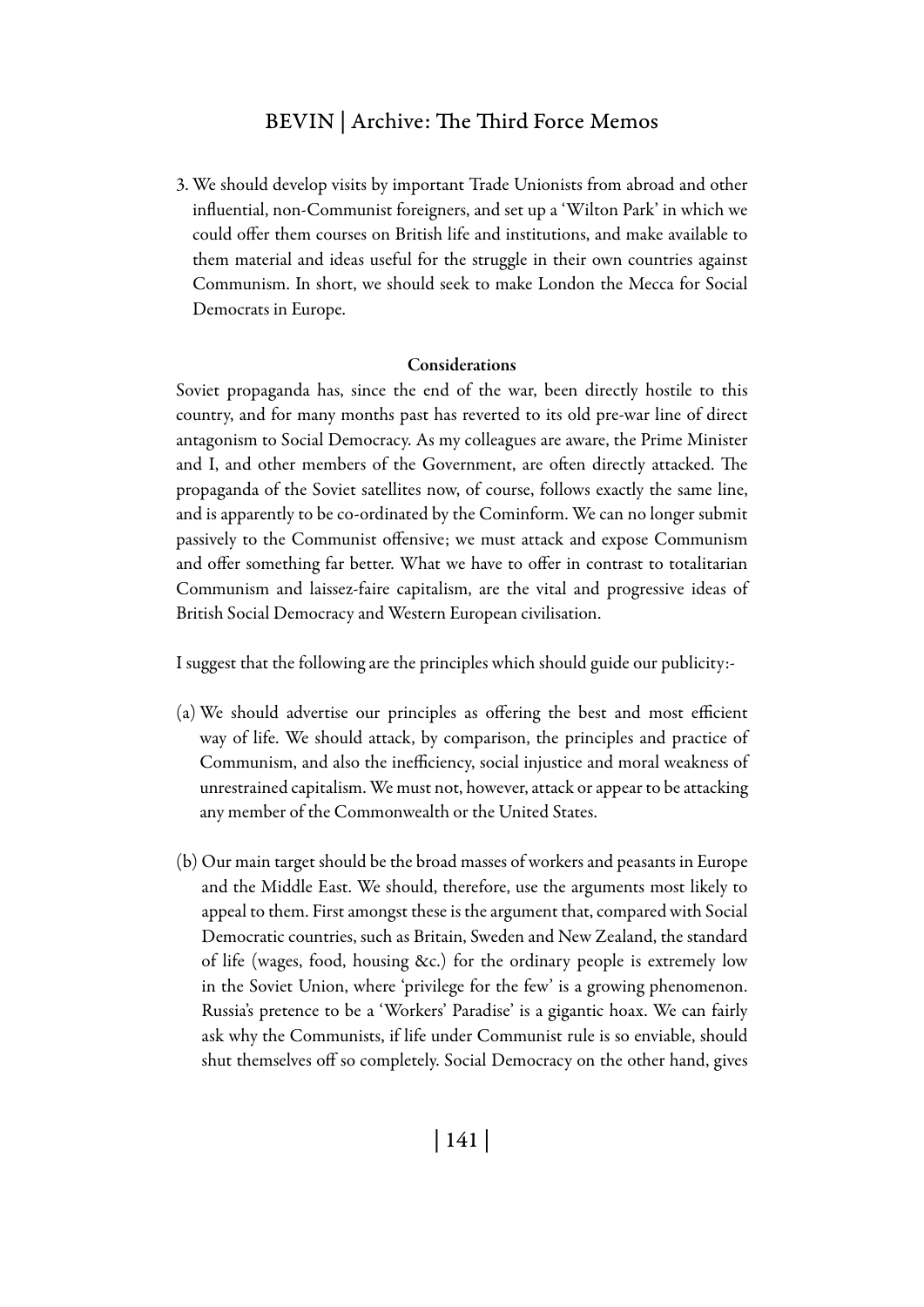3. We should develop visits by important Trade Unionists from abroad and other influential, non-Communist foreigners, and set up a 'Wilton Park' in which we could offer them courses on British life and institutions, and make available to them material and ideas useful for the struggle in their own countries against Communism. In short, we should seek to make London the Mecca for Social Democrats in Europe.

**Considerations**

Soviet propaganda has, since the end of the war, been directly hostile to this country, and for many months past has reverted to its old pre-war line of direct antagonism to Social Democracy. As my colleagues are aware, the Prime Minister and I, and other members of the Government, are often directly attacked. The propaganda of the Soviet satellites now, of course, follows exactly the same line, and is apparently to be co-ordinated by the Cominform. We can no longer submit passively to the Communist offensive; we must attack and expose Communism and offer something far better. What we have to offer in contrast to totalitarian Communism and laissez-faire capitalism, are the vital and progressive ideas of British Social Democracy and Western European civilisation.

I suggest that the following are the principles which should guide our publicity:-

(a) We should advertise our principles as offering the best and most efficient way of life. We should attack, by comparison, the principles and practice of Communism, and also the inefficiency, social injustice and moral weakness of unrestrained capitalism. We must not, however, attack or appear to be attacking any member of the Commonwealth or the United States.

(b) Our main target should be the broad masses of workers and peasants in Europe and the Middle East. We should, therefore, use the arguments most likely to appeal to them. First amongst these is the argument that, compared with Social Democratic countries, such as Britain, Sweden and New Zealand, the standard of life (wages, food, housing &c.) for the ordinary people is extremely low in the Soviet Union, where 'privilege for the few' is a growing phenomenon. Russia's pretence to be a 'Workers' Paradise' is a gigantic hoax. We can fairly ask why the Communists, if life under Communist rule is so enviable, should shut themselves off so completely. Social Democracy on the other hand, gives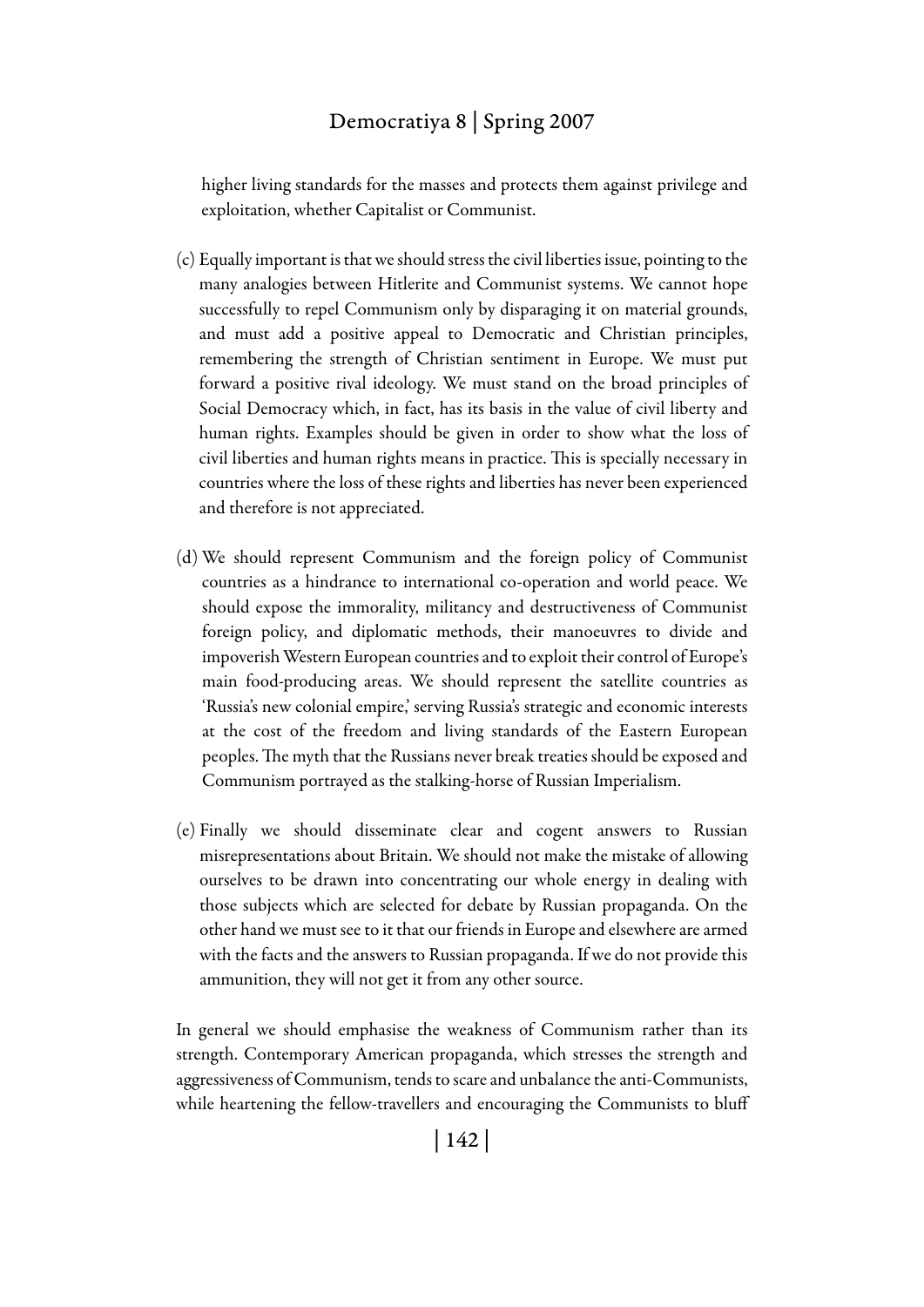higher living standards for the masses and protects them against privilege and exploitation, whether Capitalist or Communist.

(c) Equally important is that we should stress the civil liberties issue, pointing to the many analogies between Hitlerite and Communist systems. We cannot hope successfully to repel Communism only by disparaging it on material grounds, and must add a positive appeal to Democratic and Christian principles, remembering the strength of Christian sentiment in Europe. We must put forward a positive rival ideology. We must stand on the broad principles of Social Democracy which, in fact, has its basis in the value of civil liberty and human rights. Examples should be given in order to show what the loss of civil liberties and human rights means in practice. This is specially necessary in countries where the loss of these rights and liberties has never been experienced and therefore is not appreciated.

(d) We should represent Communism and the foreign policy of Communist countries as a hindrance to international co-operation and world peace. We should expose the immorality, militancy and destructiveness of Communist foreign policy, and diplomatic methods, their manoeuvres to divide and impoverish Western European countries and to exploit their control of Europe's main food-producing areas. We should represent the satellite countries as 'Russia's new colonial empire,' serving Russia's strategic and economic interests at the cost of the freedom and living standards of the Eastern European peoples. The myth that the Russians never break treaties should be exposed and Communism portrayed as the stalking-horse of Russian Imperialism.

(e) Finally we should disseminate clear and cogent answers to Russian misrepresentations about Britain. We should not make the mistake of allowing ourselves to be drawn into concentrating our whole energy in dealing with those subjects which are selected for debate by Russian propaganda. On the other hand we must see to it that our friends in Europe and elsewhere are armed with the facts and the answers to Russian propaganda. If we do not provide this ammunition, they will not get it from any other source.

In general we should emphasise the weakness of Communism rather than its strength. Contemporary American propaganda, which stresses the strength and aggressiveness of Communism, tends to scare and unbalance the anti-Communists, while heartening the fellow-travellers and encouraging the Communists to bluff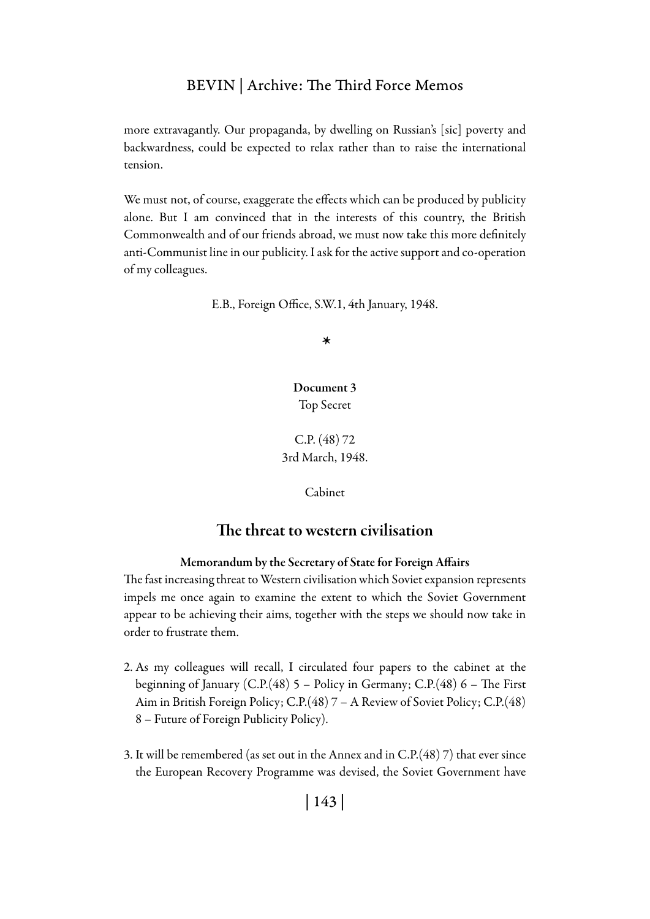more extravagantly. Our propaganda, by dwelling on Russian's [sic] poverty and backwardness, could be expected to relax rather than to raise the international tension.

We must not, of course, exaggerate the effects which can be produced by publicity alone. But I am convinced that in the interests of this country, the British Commonwealth and of our friends abroad, we must now take this more definitely anti-Communist line in our publicity. I ask for the active support and co-operation of my colleagues.

E.B., Foreign Office, S.W.1, 4th January, 1948.

*

**Document 3**
Top Secret

C.P. (48) 72
3rd March, 1948.

Cabinet

## The threat to western civilisation

### Memorandum by the Secretary of State for Foreign Affairs

The fast increasing threat to Western civilisation which Soviet expansion represents impels me once again to examine the extent to which the Soviet Government appear to be achieving their aims, together with the steps we should now take in order to frustrate them.

2. As my colleagues will recall, I circulated four papers to the cabinet at the beginning of January (C.P.(48) 5 – Policy in Germany; C.P.(48) 6 – The First Aim in British Foreign Policy; C.P.(48) 7 – A Review of Soviet Policy; C.P.(48) 8 – Future of Foreign Publicity Policy).

3. It will be remembered (as set out in the Annex and in C.P.(48) 7) that ever since the European Recovery Programme was devised, the Soviet Government have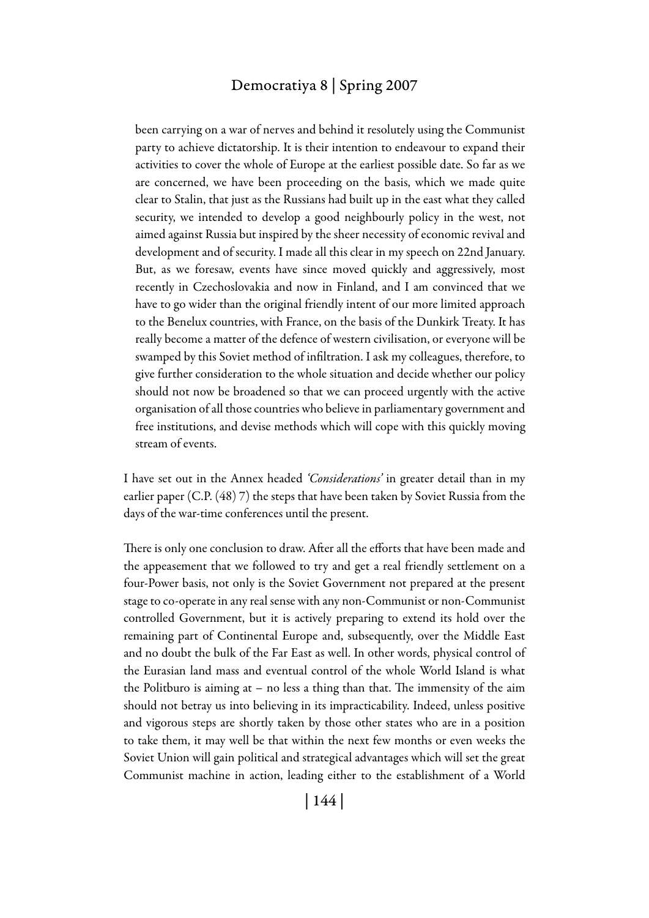> been carrying on a war of nerves and behind it resolutely using the Communist party to achieve dictatorship. It is their intention to endeavour to expand their activities to cover the whole of Europe at the earliest possible date. So far as we are concerned, we have been proceeding on the basis, which we made quite clear to Stalin, that just as the Russians had built up in the east what they called security, we intended to develop a good neighbourly policy in the west, not aimed against Russia but inspired by the sheer necessity of economic revival and development and of security. I made all this clear in my speech on 22nd January. But, as we foresaw, events have since moved quickly and aggressively, most recently in Czechoslovakia and now in Finland, and I am convinced that we have to go wider than the original friendly intent of our more limited approach to the Benelux countries, with France, on the basis of the Dunkirk Treaty. It has really become a matter of the defence of western civilisation, or everyone will be swamped by this Soviet method of infiltration. I ask my colleagues, therefore, to give further consideration to the whole situation and decide whether our policy should not now be broadened so that we can proceed urgently with the active organisation of all those countries who believe in parliamentary government and free institutions, and devise methods which will cope with this quickly moving stream of events.

I have set out in the Annex headed *'Considerations'* in greater detail than in my earlier paper (C.P. (48) 7) the steps that have been taken by Soviet Russia from the days of the war-time conferences until the present.

There is only one conclusion to draw. After all the efforts that have been made and the appeasement that we followed to try and get a real friendly settlement on a four-Power basis, not only is the Soviet Government not prepared at the present stage to co-operate in any real sense with any non-Communist or non-Communist controlled Government, but it is actively preparing to extend its hold over the remaining part of Continental Europe and, subsequently, over the Middle East and no doubt the bulk of the Far East as well. In other words, physical control of the Eurasian land mass and eventual control of the whole World Island is what the Politburo is aiming at – no less a thing than that. The immensity of the aim should not betray us into believing in its impracticability. Indeed, unless positive and vigorous steps are shortly taken by those other states who are in a position to take them, it may well be that within the next few months or even weeks the Soviet Union will gain political and strategical advantages which will set the great Communist machine in action, leading either to the establishment of a World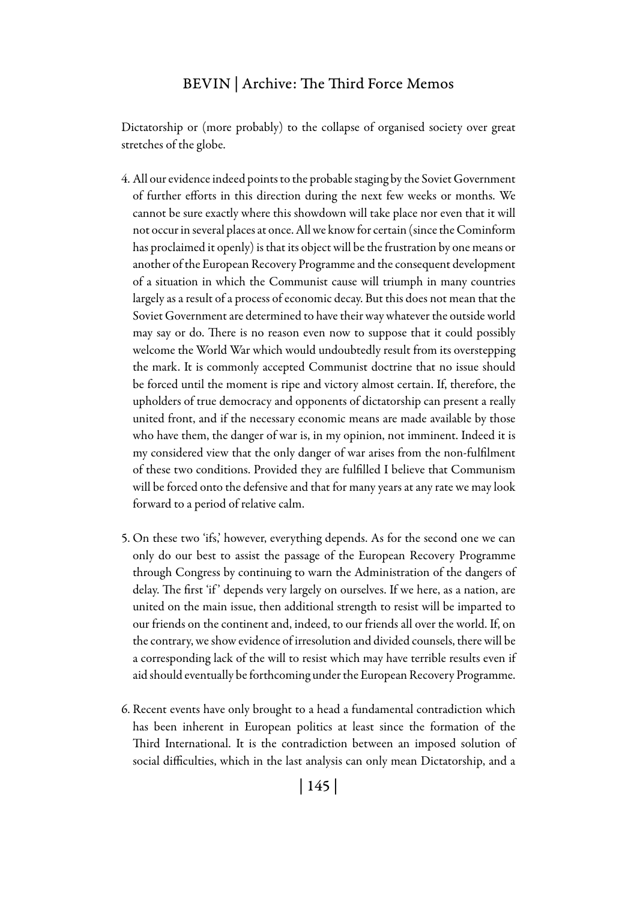Dictatorship or (more probably) to the collapse of organised society over great stretches of the globe.

4. All our evidence indeed points to the probable staging by the Soviet Government of further efforts in this direction during the next few weeks or months. We cannot be sure exactly where this showdown will take place nor even that it will not occur in several places at once. All we know for certain (since the Cominform has proclaimed it openly) is that its object will be the frustration by one means or another of the European Recovery Programme and the consequent development of a situation in which the Communist cause will triumph in many countries largely as a result of a process of economic decay. But this does not mean that the Soviet Government are determined to have their way whatever the outside world may say or do. There is no reason even now to suppose that it could possibly welcome the World War which would undoubtedly result from its overstepping the mark. It is commonly accepted Communist doctrine that no issue should be forced until the moment is ripe and victory almost certain. If, therefore, the upholders of true democracy and opponents of dictatorship can present a really united front, and if the necessary economic means are made available by those who have them, the danger of war is, in my opinion, not imminent. Indeed it is my considered view that the only danger of war arises from the non-fulfilment of these two conditions. Provided they are fulfilled I believe that Communism will be forced onto the defensive and that for many years at any rate we may look forward to a period of relative calm.

5. On these two 'ifs,' however, everything depends. As for the second one we can only do our best to assist the passage of the European Recovery Programme through Congress by continuing to warn the Administration of the dangers of delay. The first 'if' depends very largely on ourselves. If we here, as a nation, are united on the main issue, then additional strength to resist will be imparted to our friends on the continent and, indeed, to our friends all over the world. If, on the contrary, we show evidence of irresolution and divided counsels, there will be a corresponding lack of the will to resist which may have terrible results even if aid should eventually be forthcoming under the European Recovery Programme.

6. Recent events have only brought to a head a fundamental contradiction which has been inherent in European politics at least since the formation of the Third International. It is the contradiction between an imposed solution of social difficulties, which in the last analysis can only mean Dictatorship, and a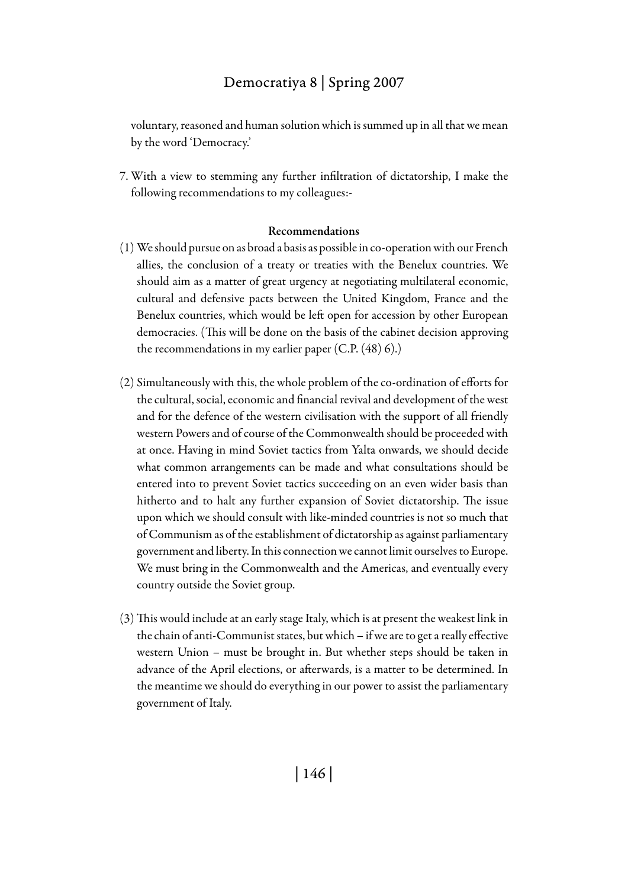voluntary, reasoned and human solution which is summed up in all that we mean by the word 'Democracy.'

7. With a view to stemming any further infiltration of dictatorship, I make the following recommendations to my colleagues:-

**Recommendations**

(1) We should pursue on as broad a basis as possible in co-operation with our French allies, the conclusion of a treaty or treaties with the Benelux countries. We should aim as a matter of great urgency at negotiating multilateral economic, cultural and defensive pacts between the United Kingdom, France and the Benelux countries, which would be left open for accession by other European democracies. (This will be done on the basis of the cabinet decision approving the recommendations in my earlier paper (C.P. (48) 6).)

(2) Simultaneously with this, the whole problem of the co-ordination of efforts for the cultural, social, economic and financial revival and development of the west and for the defence of the western civilisation with the support of all friendly western Powers and of course of the Commonwealth should be proceeded with at once. Having in mind Soviet tactics from Yalta onwards, we should decide what common arrangements can be made and what consultations should be entered into to prevent Soviet tactics succeeding on an even wider basis than hitherto and to halt any further expansion of Soviet dictatorship. The issue upon which we should consult with like-minded countries is not so much that of Communism as of the establishment of dictatorship as against parliamentary government and liberty. In this connection we cannot limit ourselves to Europe. We must bring in the Commonwealth and the Americas, and eventually every country outside the Soviet group.

(3) This would include at an early stage Italy, which is at present the weakest link in the chain of anti-Communist states, but which – if we are to get a really effective western Union – must be brought in. But whether steps should be taken in advance of the April elections, or afterwards, is a matter to be determined. In the meantime we should do everything in our power to assist the parliamentary government of Italy.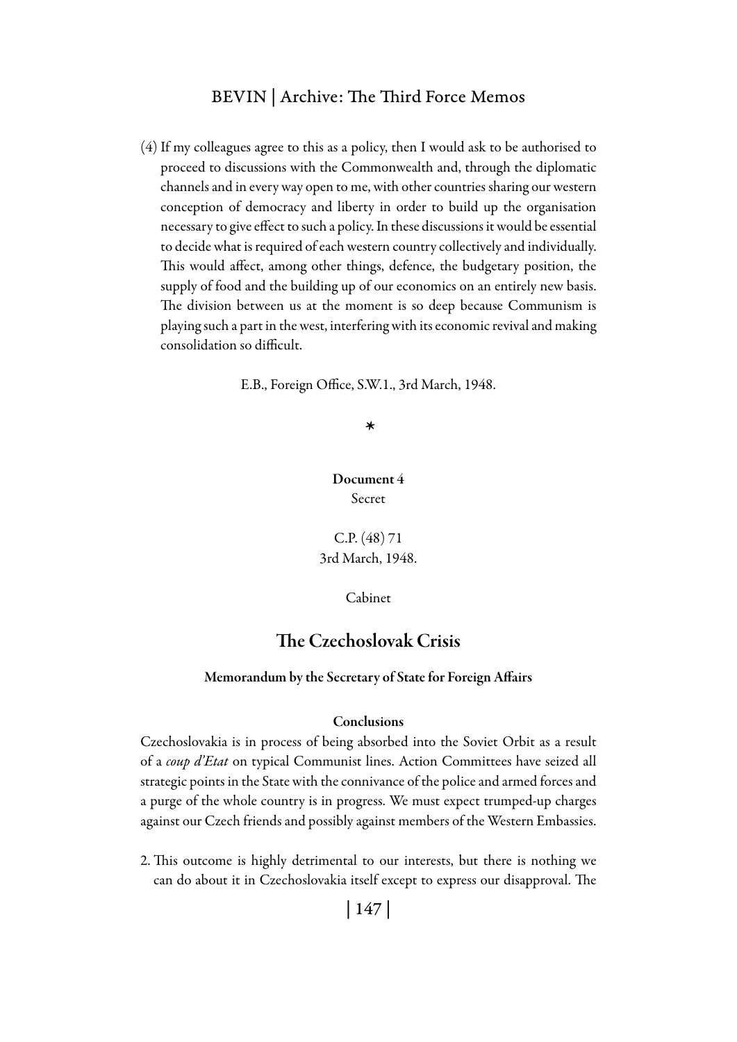(4) If my colleagues agree to this as a policy, then I would ask to be authorised to proceed to discussions with the Commonwealth and, through the diplomatic channels and in every way open to me, with other countries sharing our western conception of democracy and liberty in order to build up the organisation necessary to give effect to such a policy. In these discussions it would be essential to decide what is required of each western country collectively and individually. This would affect, among other things, defence, the budgetary position, the supply of food and the building up of our economics on an entirely new basis. The division between us at the moment is so deep because Communism is playing such a part in the west, interfering with its economic revival and making consolidation so difficult.

E.B., Foreign Office, S.W.1., 3rd March, 1948.

*

**Document 4**
Secret

C.P. (48) 71
3rd March, 1948.

Cabinet

## The Czechoslovak Crisis

#### Memorandum by the Secretary of State for Foreign Affairs

**Conclusions**

Czechoslovakia is in process of being absorbed into the Soviet Orbit as a result of a *coup d'Etat* on typical Communist lines. Action Committees have seized all strategic points in the State with the connivance of the police and armed forces and a purge of the whole country is in progress. We must expect trumped-up charges against our Czech friends and possibly against members of the Western Embassies.

2. This outcome is highly detrimental to our interests, but there is nothing we can do about it in Czechoslovakia itself except to express our disapproval. The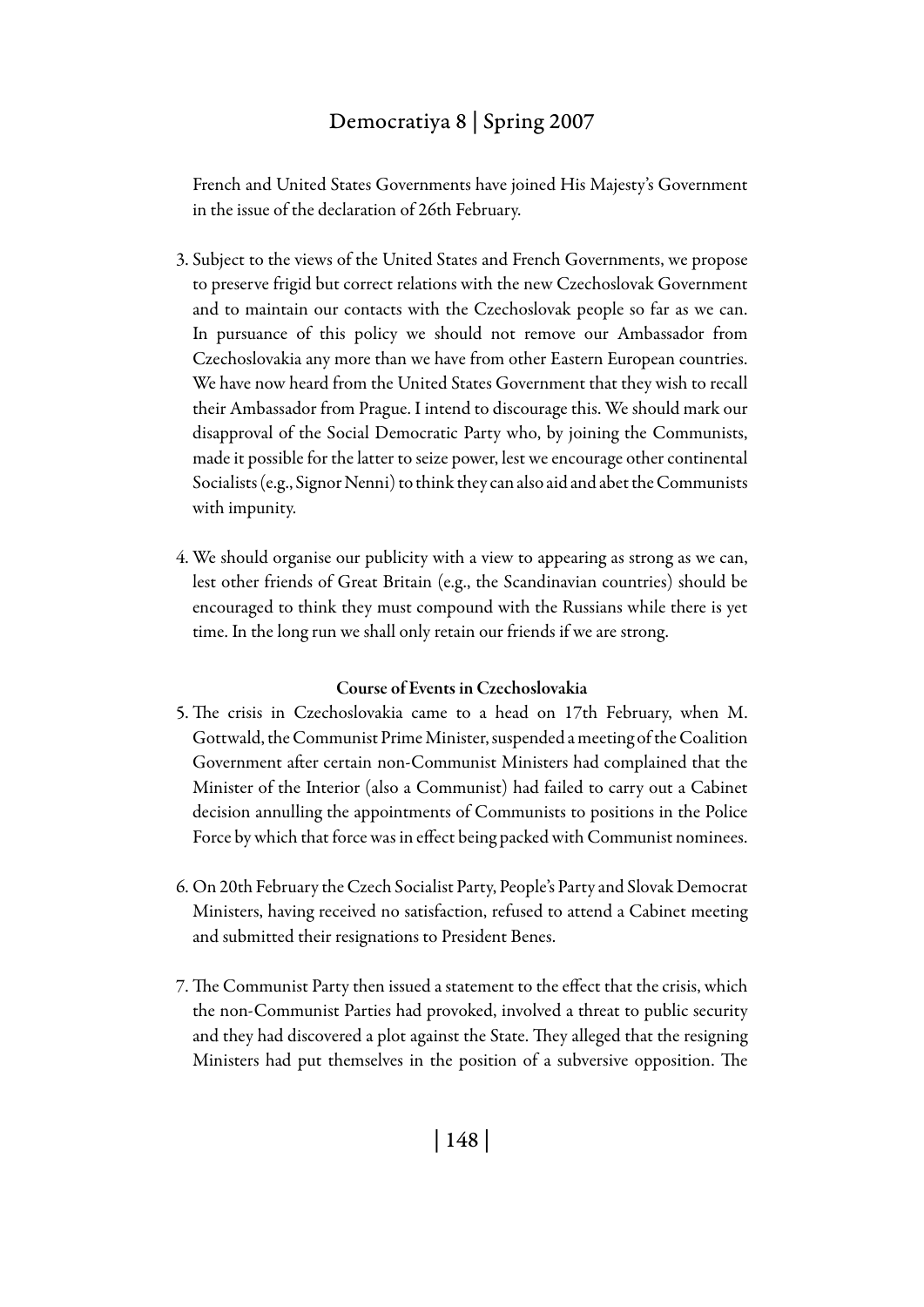French and United States Governments have joined His Majesty's Government in the issue of the declaration of 26th February.

3. Subject to the views of the United States and French Governments, we propose to preserve frigid but correct relations with the new Czechoslovak Government and to maintain our contacts with the Czechoslovak people so far as we can. In pursuance of this policy we should not remove our Ambassador from Czechoslovakia any more than we have from other Eastern European countries. We have now heard from the United States Government that they wish to recall their Ambassador from Prague. I intend to discourage this. We should mark our disapproval of the Social Democratic Party who, by joining the Communists, made it possible for the latter to seize power, lest we encourage other continental Socialists (e.g., Signor Nenni) to think they can also aid and abet the Communists with impunity.

4. We should organise our publicity with a view to appearing as strong as we can, lest other friends of Great Britain (e.g., the Scandinavian countries) should be encouraged to think they must compound with the Russians while there is yet time. In the long run we shall only retain our friends if we are strong.

### Course of Events in Czechoslovakia

5. The crisis in Czechoslovakia came to a head on 17th February, when M. Gottwald, the Communist Prime Minister, suspended a meeting of the Coalition Government after certain non-Communist Ministers had complained that the Minister of the Interior (also a Communist) had failed to carry out a Cabinet decision annulling the appointments of Communists to positions in the Police Force by which that force was in effect being packed with Communist nominees.

6. On 20th February the Czech Socialist Party, People's Party and Slovak Democrat Ministers, having received no satisfaction, refused to attend a Cabinet meeting and submitted their resignations to President Benes.

7. The Communist Party then issued a statement to the effect that the crisis, which the non-Communist Parties had provoked, involved a threat to public security and they had discovered a plot against the State. They alleged that the resigning Ministers had put themselves in the position of a subversive opposition. The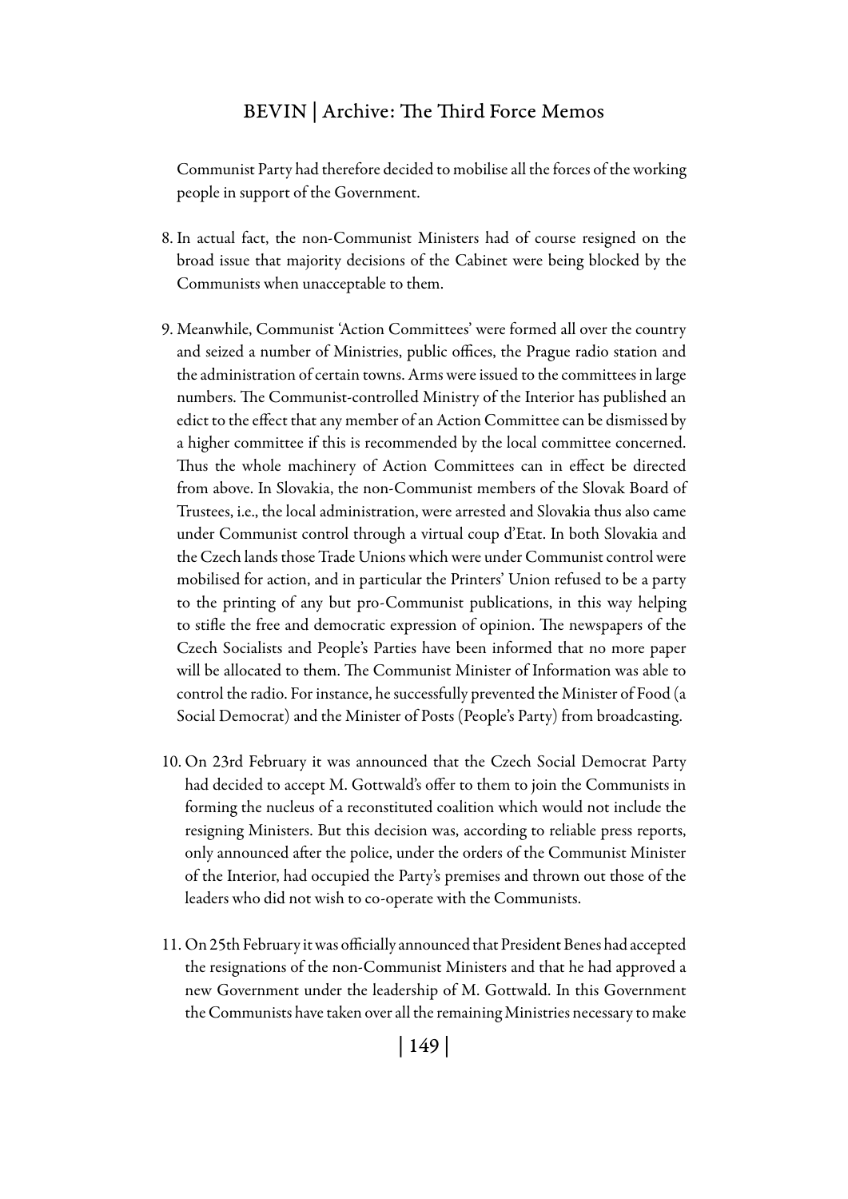Communist Party had therefore decided to mobilise all the forces of the working people in support of the Government.

8. In actual fact, the non-Communist Ministers had of course resigned on the broad issue that majority decisions of the Cabinet were being blocked by the Communists when unacceptable to them.

9. Meanwhile, Communist 'Action Committees' were formed all over the country and seized a number of Ministries, public offices, the Prague radio station and the administration of certain towns. Arms were issued to the committees in large numbers. The Communist-controlled Ministry of the Interior has published an edict to the effect that any member of an Action Committee can be dismissed by a higher committee if this is recommended by the local committee concerned. Thus the whole machinery of Action Committees can in effect be directed from above. In Slovakia, the non-Communist members of the Slovak Board of Trustees, i.e., the local administration, were arrested and Slovakia thus also came under Communist control through a virtual coup d'Etat. In both Slovakia and the Czech lands those Trade Unions which were under Communist control were mobilised for action, and in particular the Printers' Union refused to be a party to the printing of any but pro-Communist publications, in this way helping to stifle the free and democratic expression of opinion. The newspapers of the Czech Socialists and People's Parties have been informed that no more paper will be allocated to them. The Communist Minister of Information was able to control the radio. For instance, he successfully prevented the Minister of Food (a Social Democrat) and the Minister of Posts (People's Party) from broadcasting.

10. On 23rd February it was announced that the Czech Social Democrat Party had decided to accept M. Gottwald's offer to them to join the Communists in forming the nucleus of a reconstituted coalition which would not include the resigning Ministers. But this decision was, according to reliable press reports, only announced after the police, under the orders of the Communist Minister of the Interior, had occupied the Party's premises and thrown out those of the leaders who did not wish to co-operate with the Communists.

11. On 25th February it was officially announced that President Benes had accepted the resignations of the non-Communist Ministers and that he had approved a new Government under the leadership of M. Gottwald. In this Government the Communists have taken over all the remaining Ministries necessary to make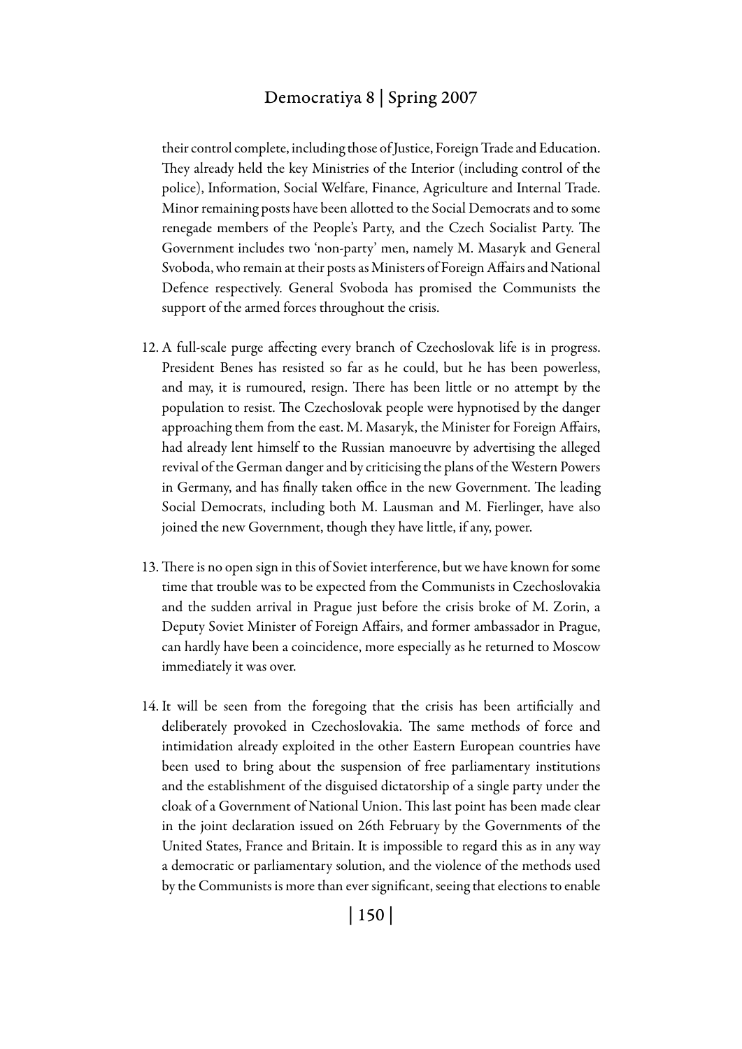their control complete, including those of Justice, Foreign Trade and Education. They already held the key Ministries of the Interior (including control of the police), Information, Social Welfare, Finance, Agriculture and Internal Trade. Minor remaining posts have been allotted to the Social Democrats and to some renegade members of the People's Party, and the Czech Socialist Party. The Government includes two 'non-party' men, namely M. Masaryk and General Svoboda, who remain at their posts as Ministers of Foreign Affairs and National Defence respectively. General Svoboda has promised the Communists the support of the armed forces throughout the crisis.

12. A full-scale purge affecting every branch of Czechoslovak life is in progress. President Benes has resisted so far as he could, but he has been powerless, and may, it is rumoured, resign. There has been little or no attempt by the population to resist. The Czechoslovak people were hypnotised by the danger approaching them from the east. M. Masaryk, the Minister for Foreign Affairs, had already lent himself to the Russian manoeuvre by advertising the alleged revival of the German danger and by criticising the plans of the Western Powers in Germany, and has finally taken office in the new Government. The leading Social Democrats, including both M. Lausman and M. Fierlinger, have also joined the new Government, though they have little, if any, power.

13. There is no open sign in this of Soviet interference, but we have known for some time that trouble was to be expected from the Communists in Czechoslovakia and the sudden arrival in Prague just before the crisis broke of M. Zorin, a Deputy Soviet Minister of Foreign Affairs, and former ambassador in Prague, can hardly have been a coincidence, more especially as he returned to Moscow immediately it was over.

14. It will be seen from the foregoing that the crisis has been artificially and deliberately provoked in Czechoslovakia. The same methods of force and intimidation already exploited in the other Eastern European countries have been used to bring about the suspension of free parliamentary institutions and the establishment of the disguised dictatorship of a single party under the cloak of a Government of National Union. This last point has been made clear in the joint declaration issued on 26th February by the Governments of the United States, France and Britain. It is impossible to regard this as in any way a democratic or parliamentary solution, and the violence of the methods used by the Communists is more than ever significant, seeing that elections to enable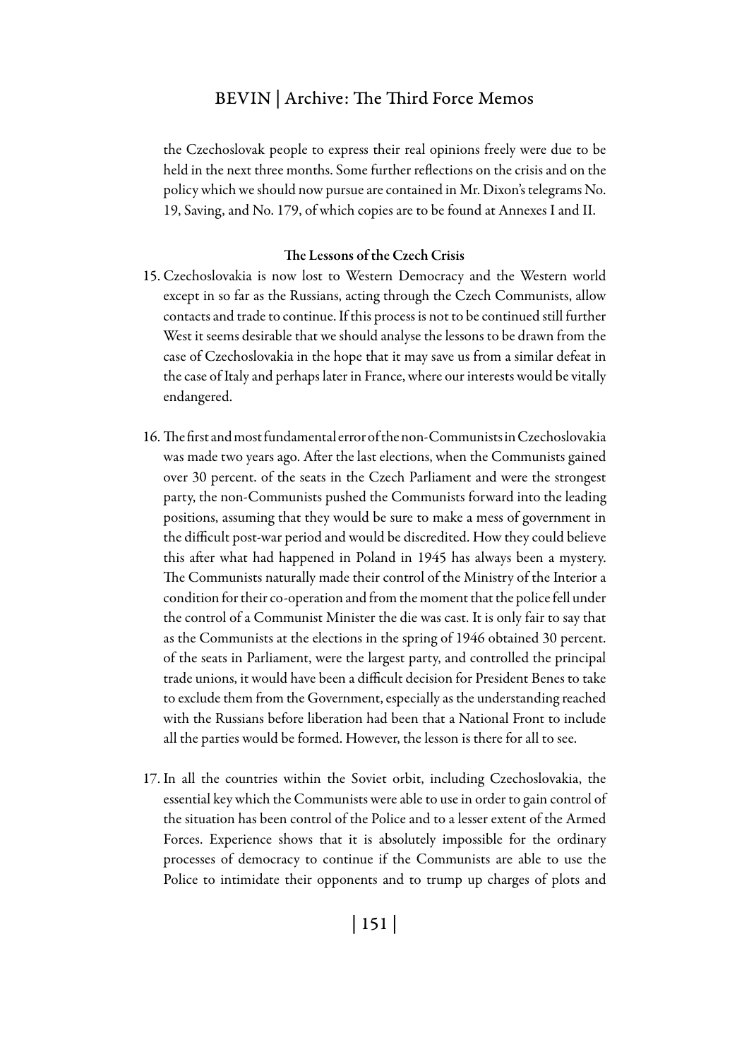the Czechoslovak people to express their real opinions freely were due to be held in the next three months. Some further reflections on the crisis and on the policy which we should now pursue are contained in Mr. Dixon's telegrams No. 19, Saving, and No. 179, of which copies are to be found at Annexes I and II.

**The Lessons of the Czech Crisis**

15. Czechoslovakia is now lost to Western Democracy and the Western world except in so far as the Russians, acting through the Czech Communists, allow contacts and trade to continue. If this process is not to be continued still further West it seems desirable that we should analyse the lessons to be drawn from the case of Czechoslovakia in the hope that it may save us from a similar defeat in the case of Italy and perhaps later in France, where our interests would be vitally endangered.

16. The first and most fundamental error of the non-Communists in Czechoslovakia was made two years ago. After the last elections, when the Communists gained over 30 percent. of the seats in the Czech Parliament and were the strongest party, the non-Communists pushed the Communists forward into the leading positions, assuming that they would be sure to make a mess of government in the difficult post-war period and would be discredited. How they could believe this after what had happened in Poland in 1945 has always been a mystery. The Communists naturally made their control of the Ministry of the Interior a condition for their co-operation and from the moment that the police fell under the control of a Communist Minister the die was cast. It is only fair to say that as the Communists at the elections in the spring of 1946 obtained 30 percent. of the seats in Parliament, were the largest party, and controlled the principal trade unions, it would have been a difficult decision for President Benes to take to exclude them from the Government, especially as the understanding reached with the Russians before liberation had been that a National Front to include all the parties would be formed. However, the lesson is there for all to see.

17. In all the countries within the Soviet orbit, including Czechoslovakia, the essential key which the Communists were able to use in order to gain control of the situation has been control of the Police and to a lesser extent of the Armed Forces. Experience shows that it is absolutely impossible for the ordinary processes of democracy to continue if the Communists are able to use the Police to intimidate their opponents and to trump up charges of plots and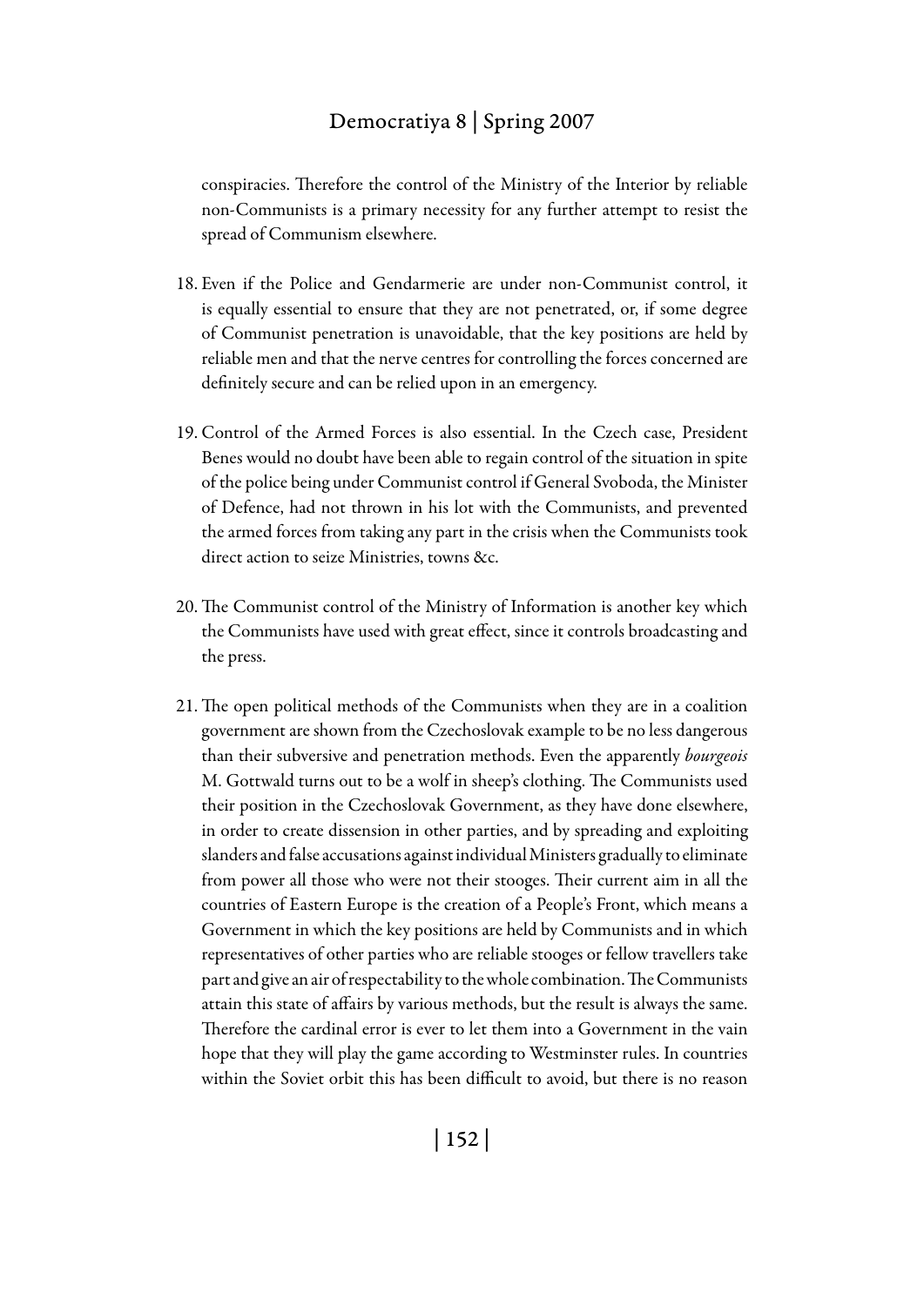conspiracies. Therefore the control of the Ministry of the Interior by reliable non-Communists is a primary necessity for any further attempt to resist the spread of Communism elsewhere.

18. Even if the Police and Gendarmerie are under non-Communist control, it is equally essential to ensure that they are not penetrated, or, if some degree of Communist penetration is unavoidable, that the key positions are held by reliable men and that the nerve centres for controlling the forces concerned are definitely secure and can be relied upon in an emergency.

19. Control of the Armed Forces is also essential. In the Czech case, President Benes would no doubt have been able to regain control of the situation in spite of the police being under Communist control if General Svoboda, the Minister of Defence, had not thrown in his lot with the Communists, and prevented the armed forces from taking any part in the crisis when the Communists took direct action to seize Ministries, towns &c.

20. The Communist control of the Ministry of Information is another key which the Communists have used with great effect, since it controls broadcasting and the press.

21. The open political methods of the Communists when they are in a coalition government are shown from the Czechoslovak example to be no less dangerous than their subversive and penetration methods. Even the apparently *bourgeois* M. Gottwald turns out to be a wolf in sheep's clothing. The Communists used their position in the Czechoslovak Government, as they have done elsewhere, in order to create dissension in other parties, and by spreading and exploiting slanders and false accusations against individual Ministers gradually to eliminate from power all those who were not their stooges. Their current aim in all the countries of Eastern Europe is the creation of a People's Front, which means a Government in which the key positions are held by Communists and in which representatives of other parties who are reliable stooges or fellow travellers take part and give an air of respectability to the whole combination. The Communists attain this state of affairs by various methods, but the result is always the same. Therefore the cardinal error is ever to let them into a Government in the vain hope that they will play the game according to Westminster rules. In countries within the Soviet orbit this has been difficult to avoid, but there is no reason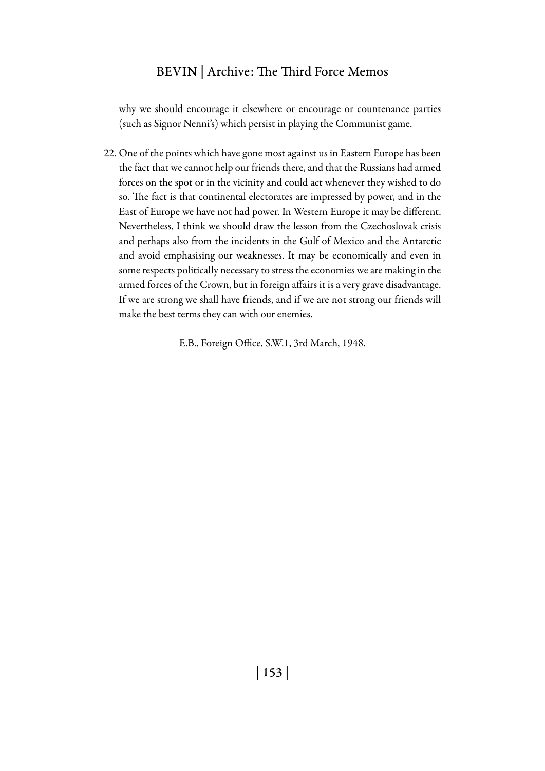why we should encourage it elsewhere or encourage or countenance parties (such as Signor Nenni's) which persist in playing the Communist game.

22. One of the points which have gone most against us in Eastern Europe has been the fact that we cannot help our friends there, and that the Russians had armed forces on the spot or in the vicinity and could act whenever they wished to do so. The fact is that continental electorates are impressed by power, and in the East of Europe we have not had power. In Western Europe it may be different. Nevertheless, I think we should draw the lesson from the Czechoslovak crisis and perhaps also from the incidents in the Gulf of Mexico and the Antarctic and avoid emphasising our weaknesses. It may be economically and even in some respects politically necessary to stress the economies we are making in the armed forces of the Crown, but in foreign affairs it is a very grave disadvantage. If we are strong we shall have friends, and if we are not strong our friends will make the best terms they can with our enemies.

E.B., Foreign Office, S.W.1, 3rd March, 1948.